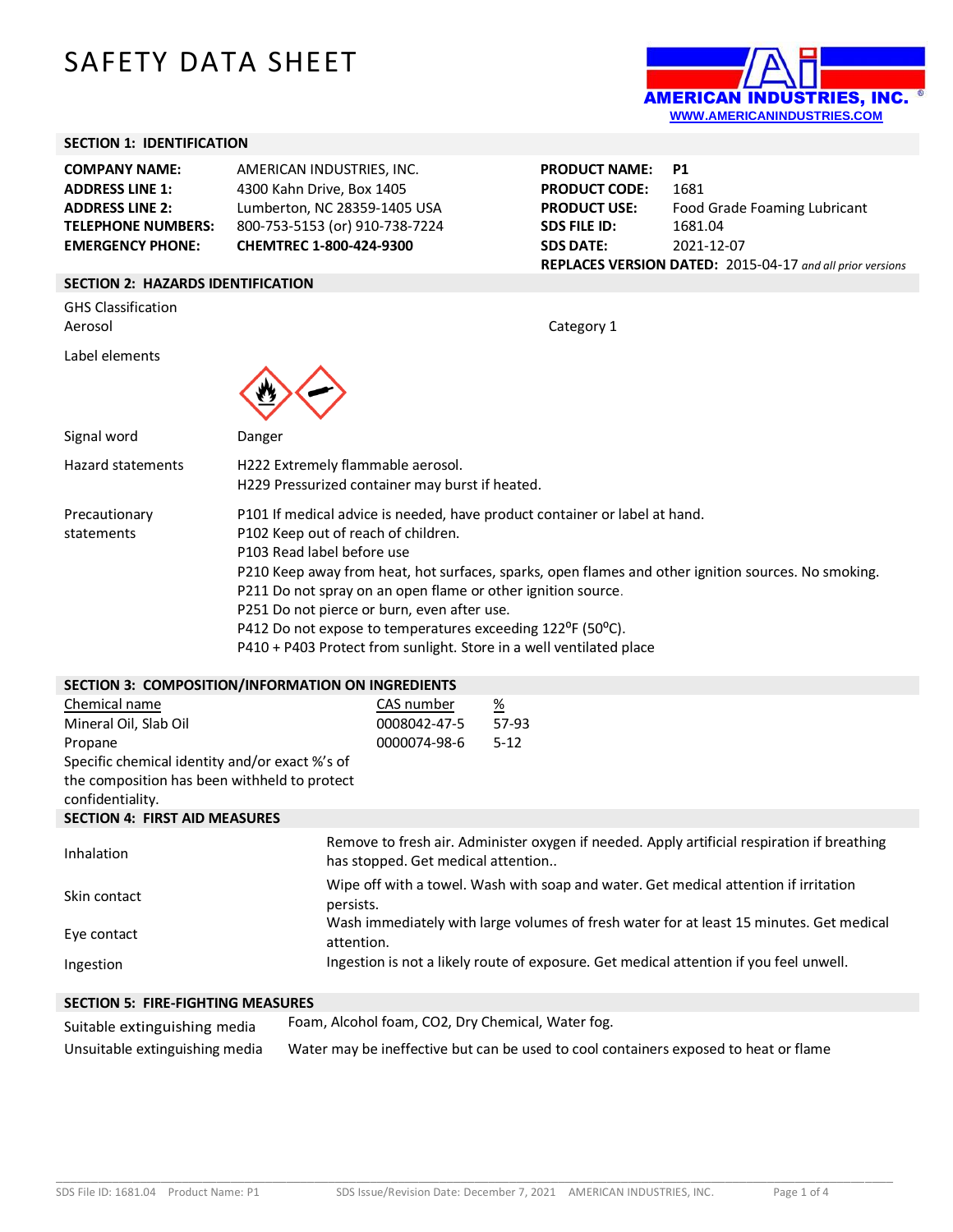# SAFETY DATA SHEET

AMERICAN INDUSTRIES, INC.
WWW.AMERICANINDUSTRIES.COM

## SECTION 1: IDENTIFICATION

| | |
|---|---|
| **COMPANY NAME:** | AMERICAN INDUSTRIES, INC. |
| **ADDRESS LINE 1:** | 4300 Kahn Drive, Box 1405 |
| **ADDRESS LINE 2:** | Lumberton, NC 28359-1405 USA |
| **TELEPHONE NUMBERS:** | 800-753-5153 (or) 910-738-7224 |
| **EMERGENCY PHONE:** | **CHEMTREC 1-800-424-9300** |

| | |
|---|---|
| **PRODUCT NAME:** | **P1** |
| **PRODUCT CODE:** | 1681 |
| **PRODUCT USE:** | Food Grade Foaming Lubricant |
| **SDS FILE ID:** | 1681.04 |
| **SDS DATE:** | 2021-12-07 |

**REPLACES VERSION DATED:** 2015-04-17 *and all prior versions*

## SECTION 2: HAZARDS IDENTIFICATION

GHS Classification

Aerosol — Category 1

Label elements

Signal word: Danger

Hazard statements:
H222 Extremely flammable aerosol.
H229 Pressurized container may burst if heated.

Precautionary statements:
P101 If medical advice is needed, have product container or label at hand.
P102 Keep out of reach of children.
P103 Read label before use
P210 Keep away from heat, hot surfaces, sparks, open flames and other ignition sources. No smoking.
P211 Do not spray on an open flame or other ignition source.
P251 Do not pierce or burn, even after use.
P412 Do not expose to temperatures exceeding 122°F (50°C).
P410 + P403 Protect from sunlight. Store in a well ventilated place

## SECTION 3: COMPOSITION/INFORMATION ON INGREDIENTS

| Chemical name | CAS number | % |
|---|---|---|
| Mineral Oil, Slab Oil | 0008042-47-5 | 57-93 |
| Propane | 0000074-98-6 | 5-12 |

Specific chemical identity and/or exact %'s of the composition has been withheld to protect confidentiality.

## SECTION 4: FIRST AID MEASURES

| | |
|---|---|
| Inhalation | Remove to fresh air. Administer oxygen if needed. Apply artificial respiration if breathing has stopped. Get medical attention.. |
| Skin contact | Wipe off with a towel. Wash with soap and water. Get medical attention if irritation persists. |
| Eye contact | Wash immediately with large volumes of fresh water for at least 15 minutes. Get medical attention. |
| Ingestion | Ingestion is not a likely route of exposure. Get medical attention if you feel unwell. |

## SECTION 5: FIRE-FIGHTING MEASURES

| | |
|---|---|
| Suitable extinguishing media | Foam, Alcohol foam, $CO_2$, Dry Chemical, Water fog. |
| Unsuitable extinguishing media | Water may be ineffective but can be used to cool containers exposed to heat or flame |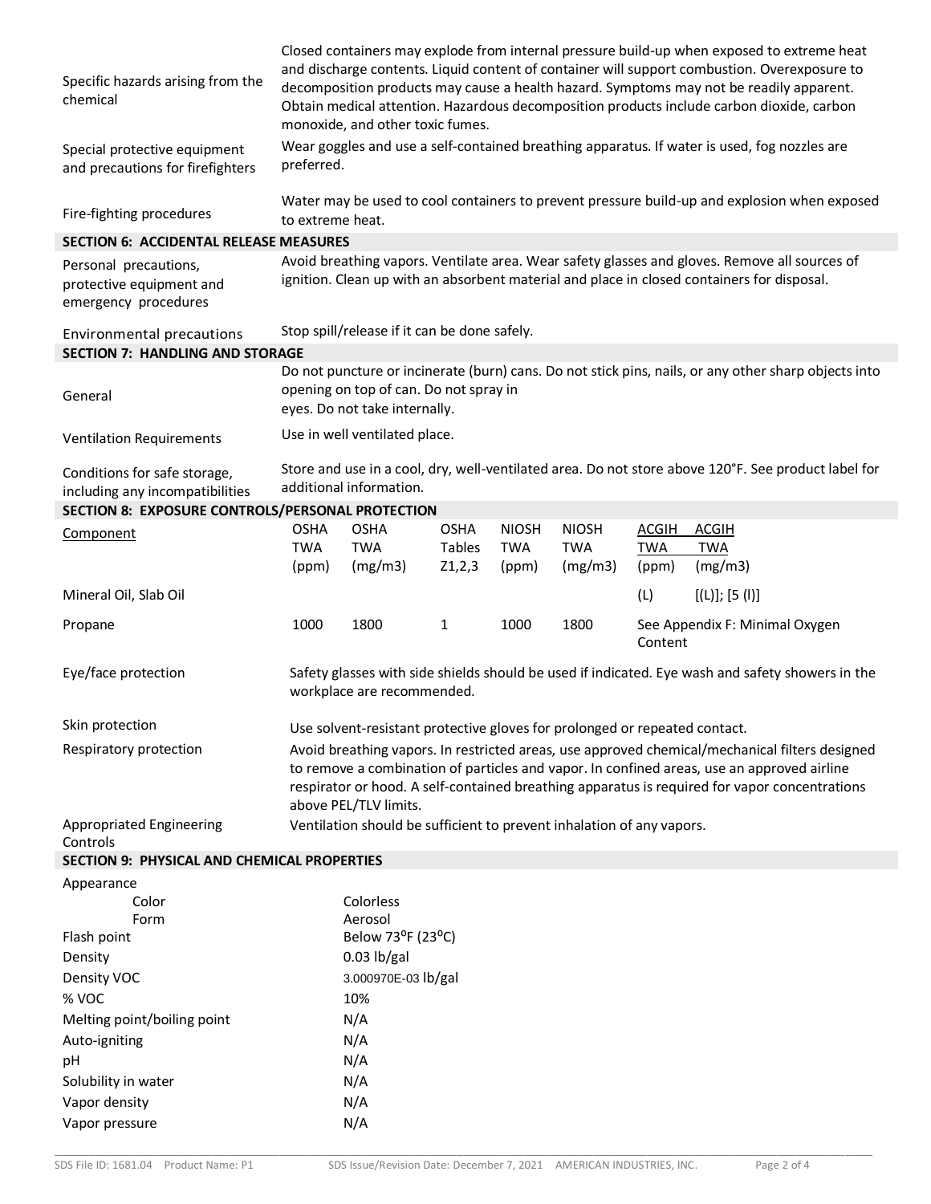| | |
|---|---|
| Specific hazards arising from the chemical | Closed containers may explode from internal pressure build-up when exposed to extreme heat and discharge contents. Liquid content of container will support combustion. Overexposure to decomposition products may cause a health hazard. Symptoms may not be readily apparent. Obtain medical attention. Hazardous decomposition products include carbon dioxide, carbon monoxide, and other toxic fumes. |
| Special protective equipment and precautions for firefighters | Wear goggles and use a self-contained breathing apparatus. If water is used, fog nozzles are preferred. |
| Fire-fighting procedures | Water may be used to cool containers to prevent pressure build-up and explosion when exposed to extreme heat. |

## SECTION 6: ACCIDENTAL RELEASE MEASURES

| | |
|---|---|
| Personal precautions, protective equipment and emergency procedures | Avoid breathing vapors. Ventilate area. Wear safety glasses and gloves. Remove all sources of ignition. Clean up with an absorbent material and place in closed containers for disposal. |
| Environmental precautions | Stop spill/release if it can be done safely. |

## SECTION 7: HANDLING AND STORAGE

| | |
|---|---|
| General | Do not puncture or incinerate (burn) cans. Do not stick pins, nails, or any other sharp objects into opening on top of can. Do not spray in eyes. Do not take internally. |
| Ventilation Requirements | Use in well ventilated place. |
| Conditions for safe storage, including any incompatibilities | Store and use in a cool, dry, well-ventilated area. Do not store above 120°F. See product label for additional information. |

## SECTION 8: EXPOSURE CONTROLS/PERSONAL PROTECTION

| Component | OSHA TWA (ppm) | OSHA TWA (mg/m3) | OSHA Tables Z1,2,3 | NIOSH TWA (ppm) | NIOSH TWA (mg/m3) | ACGIH TWA (ppm) | ACGIH TWA (mg/m3) |
|---|---|---|---|---|---|---|---|
| Mineral Oil, Slab Oil | | | | | | (L) | [(L)]; [5 (I)] |
| Propane | 1000 | 1800 | 1 | 1000 | 1800 | See Appendix F: Minimal Oxygen Content | |

| | |
|---|---|
| Eye/face protection | Safety glasses with side shields should be used if indicated. Eye wash and safety showers in the workplace are recommended. |
| Skin protection | Use solvent-resistant protective gloves for prolonged or repeated contact. |
| Respiratory protection | Avoid breathing vapors. In restricted areas, use approved chemical/mechanical filters designed to remove a combination of particles and vapor. In confined areas, use an approved airline respirator or hood. A self-contained breathing apparatus is required for vapor concentrations above PEL/TLV limits. |
| Appropriated Engineering Controls | Ventilation should be sufficient to prevent inhalation of any vapors. |

## SECTION 9: PHYSICAL AND CHEMICAL PROPERTIES

| | |
|---|---|
| Appearance | |
| Color | Colorless |
| Form | Aerosol |
| Flash point | Below 73°F (23°C) |
| Density | 0.03 lb/gal |
| Density VOC | 3.000970E-03 lb/gal |
| % VOC | 10% |
| Melting point/boiling point | N/A |
| Auto-igniting | N/A |
| pH | N/A |
| Solubility in water | N/A |
| Vapor density | N/A |
| Vapor pressure | N/A |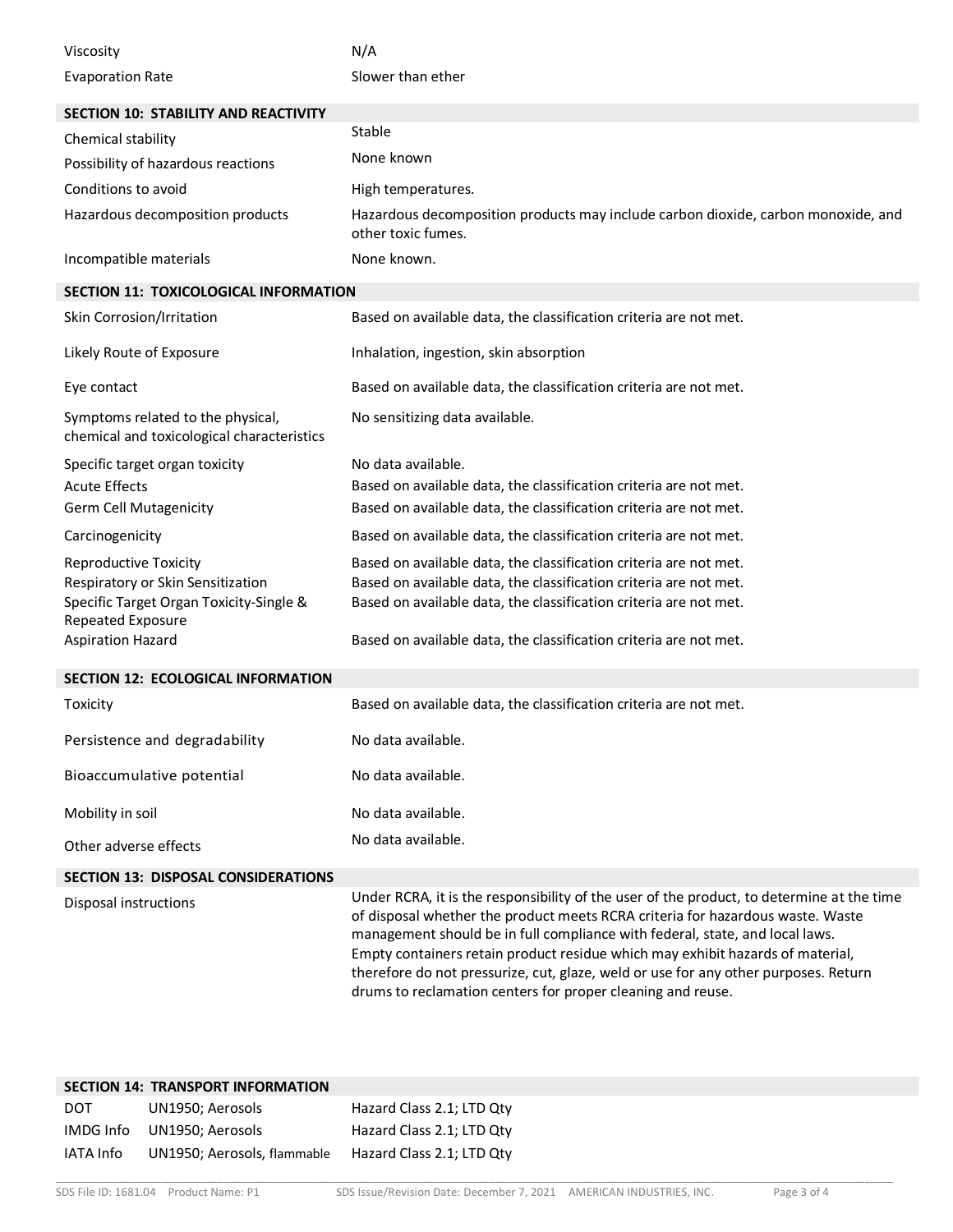| | |
|---|---|
| Viscosity | N/A |
| Evaporation Rate | Slower than ether |

## SECTION 10: STABILITY AND REACTIVITY

| | |
|---|---|
| Chemical stability | Stable |
| Possibility of hazardous reactions | None known |
| Conditions to avoid | High temperatures. |
| Hazardous decomposition products | Hazardous decomposition products may include carbon dioxide, carbon monoxide, and other toxic fumes. |
| Incompatible materials | None known. |

## SECTION 11: TOXICOLOGICAL INFORMATION

| | |
|---|---|
| Skin Corrosion/Irritation | Based on available data, the classification criteria are not met. |
| Likely Route of Exposure | Inhalation, ingestion, skin absorption |
| Eye contact | Based on available data, the classification criteria are not met. |
| Symptoms related to the physical, chemical and toxicological characteristics | No sensitizing data available. |
| Specific target organ toxicity | No data available. |
| Acute Effects | Based on available data, the classification criteria are not met. |
| Germ Cell Mutagenicity | Based on available data, the classification criteria are not met. |
| Carcinogenicity | Based on available data, the classification criteria are not met. |
| Reproductive Toxicity | Based on available data, the classification criteria are not met. |
| Respiratory or Skin Sensitization | Based on available data, the classification criteria are not met. |
| Specific Target Organ Toxicity-Single & Repeated Exposure | Based on available data, the classification criteria are not met. |
| Aspiration Hazard | Based on available data, the classification criteria are not met. |

## SECTION 12: ECOLOGICAL INFORMATION

| | |
|---|---|
| Toxicity | Based on available data, the classification criteria are not met. |
| Persistence and degradability | No data available. |
| Bioaccumulative potential | No data available. |
| Mobility in soil | No data available. |
| Other adverse effects | No data available. |

## SECTION 13: DISPOSAL CONSIDERATIONS

| | |
|---|---|
| Disposal instructions | Under RCRA, it is the responsibility of the user of the product, to determine at the time of disposal whether the product meets RCRA criteria for hazardous waste. Waste management should be in full compliance with federal, state, and local laws. Empty containers retain product residue which may exhibit hazards of material, therefore do not pressurize, cut, glaze, weld or use for any other purposes. Return drums to reclamation centers for proper cleaning and reuse. |

## SECTION 14: TRANSPORT INFORMATION

| | | |
|---|---|---|
| DOT | UN1950; Aerosols | Hazard Class 2.1; LTD Qty |
| IMDG Info | UN1950; Aerosols | Hazard Class 2.1; LTD Qty |
| IATA Info | UN1950; Aerosols, flammable | Hazard Class 2.1; LTD Qty |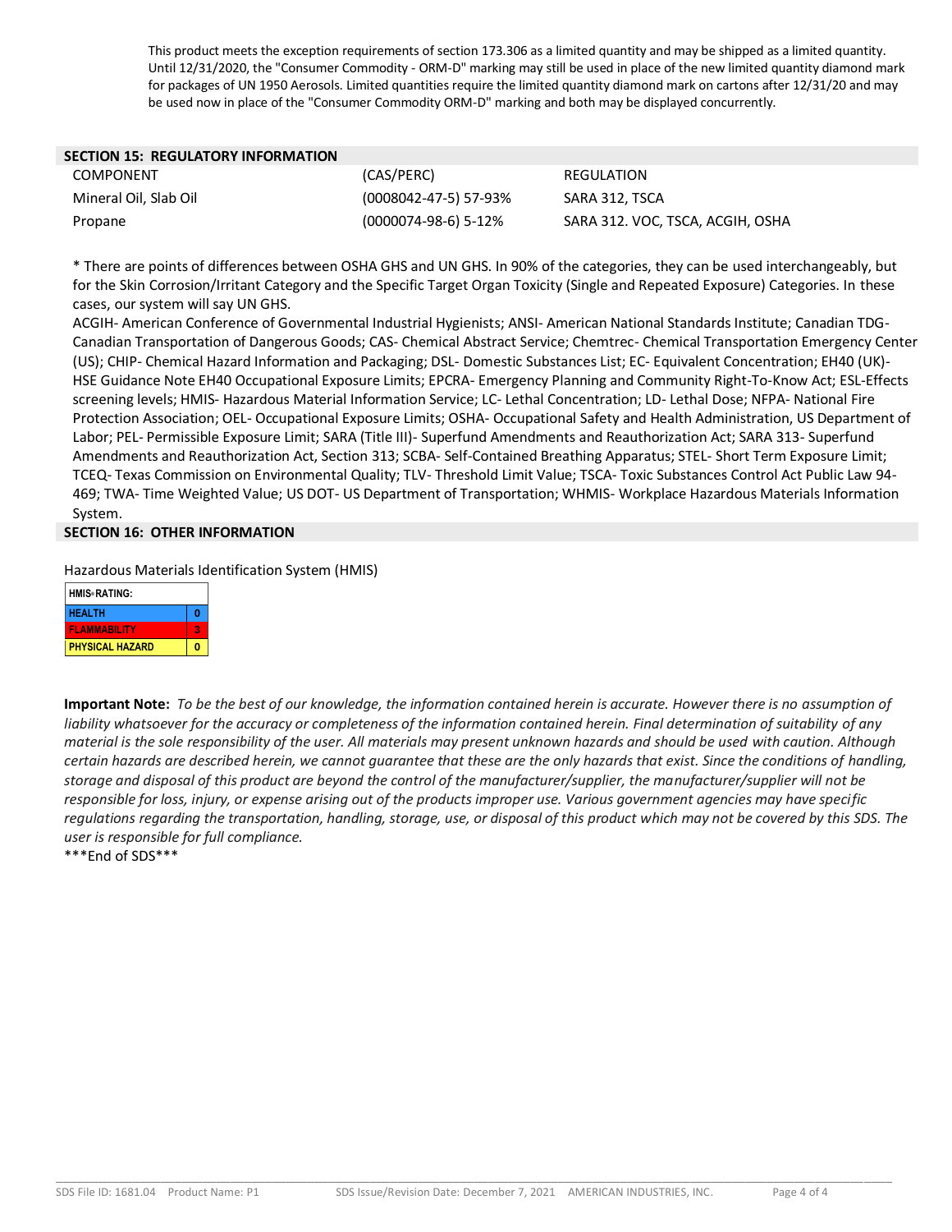This product meets the exception requirements of section 173.306 as a limited quantity and may be shipped as a limited quantity. Until 12/31/2020, the "Consumer Commodity - ORM-D" marking may still be used in place of the new limited quantity diamond mark for packages of UN 1950 Aerosols. Limited quantities require the limited quantity diamond mark on cartons after 12/31/20 and may be used now in place of the "Consumer Commodity ORM-D" marking and both may be displayed concurrently.

## SECTION 15: REGULATORY INFORMATION

| COMPONENT | (CAS/PERC) | REGULATION |
|---|---|---|
| Mineral Oil, Slab Oil | (0008042-47-5) 57-93% | SARA 312, TSCA |
| Propane | (0000074-98-6) 5-12% | SARA 312. VOC, TSCA, ACGIH, OSHA |

* There are points of differences between OSHA GHS and UN GHS. In 90% of the categories, they can be used interchangeably, but for the Skin Corrosion/Irritant Category and the Specific Target Organ Toxicity (Single and Repeated Exposure) Categories. In these cases, our system will say UN GHS.

ACGIH- American Conference of Governmental Industrial Hygienists; ANSI- American National Standards Institute; Canadian TDG- Canadian Transportation of Dangerous Goods; CAS- Chemical Abstract Service; Chemtrec- Chemical Transportation Emergency Center (US); CHIP- Chemical Hazard Information and Packaging; DSL- Domestic Substances List; EC- Equivalent Concentration; EH40 (UK)- HSE Guidance Note EH40 Occupational Exposure Limits; EPCRA- Emergency Planning and Community Right-To-Know Act; ESL-Effects screening levels; HMIS- Hazardous Material Information Service; LC- Lethal Concentration; LD- Lethal Dose; NFPA- National Fire Protection Association; OEL- Occupational Exposure Limits; OSHA- Occupational Safety and Health Administration, US Department of Labor; PEL- Permissible Exposure Limit; SARA (Title III)- Superfund Amendments and Reauthorization Act; SARA 313- Superfund Amendments and Reauthorization Act, Section 313; SCBA- Self-Contained Breathing Apparatus; STEL- Short Term Exposure Limit; TCEQ- Texas Commission on Environmental Quality; TLV- Threshold Limit Value; TSCA- Toxic Substances Control Act Public Law 94-469; TWA- Time Weighted Value; US DOT- US Department of Transportation; WHMIS- Workplace Hazardous Materials Information System.

## SECTION 16: OTHER INFORMATION

Hazardous Materials Identification System (HMIS)

| HMIS® RATING: | |
|---|---|
| HEALTH | 0 |
| FLAMMABILITY | 3 |
| PHYSICAL HAZARD | 0 |

**Important Note:** *To be the best of our knowledge, the information contained herein is accurate. However there is no assumption of liability whatsoever for the accuracy or completeness of the information contained herein. Final determination of suitability of any material is the sole responsibility of the user. All materials may present unknown hazards and should be used with caution. Although certain hazards are described herein, we cannot guarantee that these are the only hazards that exist. Since the conditions of handling, storage and disposal of this product are beyond the control of the manufacturer/supplier, the manufacturer/supplier will not be responsible for loss, injury, or expense arising out of the products improper use. Various government agencies may have specific regulations regarding the transportation, handling, storage, use, or disposal of this product which may not be covered by this SDS. The user is responsible for full compliance.*

***End of SDS***